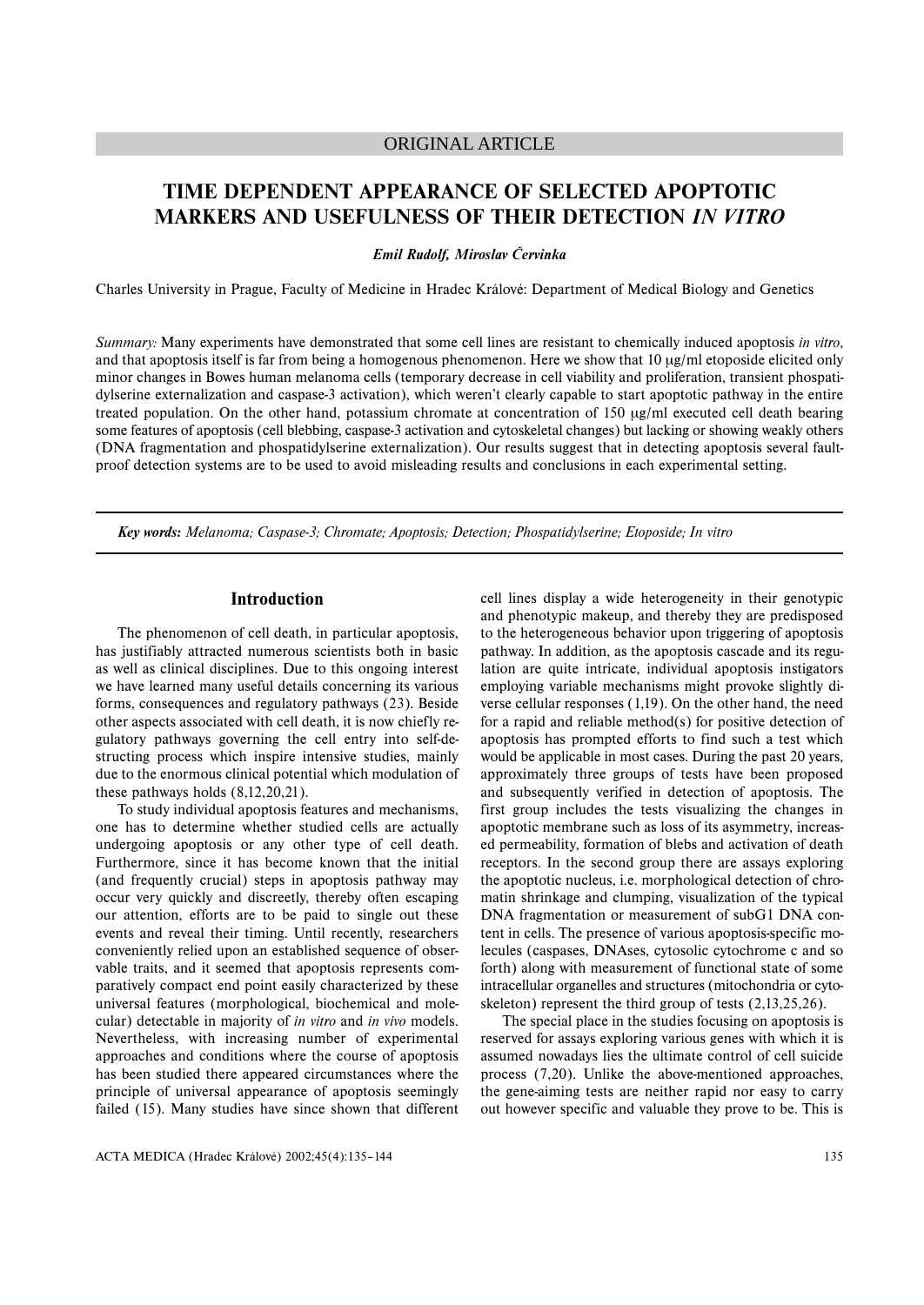ORIGINAL ARTICLE

# TIME DEPENDENT APPEARANCE OF SELECTED APOPTOTIC MARKERS AND USEFULNESS OF THEIR DETECTION *IN VITRO*

***Emil Rudolf, Miroslav Červinka***

Charles University in Prague, Faculty of Medicine in Hradec Králové: Department of Medical Biology and Genetics

*Summary:* Many experiments have demonstrated that some cell lines are resistant to chemically induced apoptosis *in vitro*, and that apoptosis itself is far from being a homogenous phenomenon. Here we show that 10 μg/ml etoposide elicited only minor changes in Bowes human melanoma cells (temporary decrease in cell viability and proliferation, transient phospatidylserine externalization and caspase-3 activation), which weren't clearly capable to start apoptotic pathway in the entire treated population. On the other hand, potassium chromate at concentration of 150 μg/ml executed cell death bearing some features of apoptosis (cell blebbing, caspase-3 activation and cytoskeletal changes) but lacking or showing weakly others (DNA fragmentation and phospatidylserine externalization). Our results suggest that in detecting apoptosis several fault-proof detection systems are to be used to avoid misleading results and conclusions in each experimental setting.

***Key words:*** *Melanoma; Caspase-3; Chromate; Apoptosis; Detection; Phospatidylserine; Etoposide; In vitro*

## Introduction

The phenomenon of cell death, in particular apoptosis, has justifiably attracted numerous scientists both in basic as well as clinical disciplines. Due to this ongoing interest we have learned many useful details concerning its various forms, consequences and regulatory pathways (23). Beside other aspects associated with cell death, it is now chiefly regulatory pathways governing the cell entry into self-destructing process which inspire intensive studies, mainly due to the enormous clinical potential which modulation of these pathways holds (8,12,20,21).

To study individual apoptosis features and mechanisms, one has to determine whether studied cells are actually undergoing apoptosis or any other type of cell death. Furthermore, since it has become known that the initial (and frequently crucial) steps in apoptosis pathway may occur very quickly and discreetly, thereby often escaping our attention, efforts are to be paid to single out these events and reveal their timing. Until recently, researchers conveniently relied upon an established sequence of observable traits, and it seemed that apoptosis represents comparatively compact end point easily characterized by these universal features (morphological, biochemical and molecular) detectable in majority of *in vitro* and *in vivo* models. Nevertheless, with increasing number of experimental approaches and conditions where the course of apoptosis has been studied there appeared circumstances where the principle of universal appearance of apoptosis seemingly failed (15). Many studies have since shown that different cell lines display a wide heterogeneity in their genotypic and phenotypic makeup, and thereby they are predisposed to the heterogeneous behavior upon triggering of apoptosis pathway. In addition, as the apoptosis cascade and its regulation are quite intricate, individual apoptosis instigators employing variable mechanisms might provoke slightly diverse cellular responses (1,19). On the other hand, the need for a rapid and reliable method(s) for positive detection of apoptosis has prompted efforts to find such a test which would be applicable in most cases. During the past 20 years, approximately three groups of tests have been proposed and subsequently verified in detection of apoptosis. The first group includes the tests visualizing the changes in apoptotic membrane such as loss of its asymmetry, increased permeability, formation of blebs and activation of death receptors. In the second group there are assays exploring the apoptotic nucleus, i.e. morphological detection of chromatin shrinkage and clumping, visualization of the typical DNA fragmentation or measurement of subG1 DNA content in cells. The presence of various apoptosis-specific molecules (caspases, DNAses, cytosolic cytochrome c and so forth) along with measurement of functional state of some intracellular organelles and structures (mitochondria or cytoskeleton) represent the third group of tests (2,13,25,26).

The special place in the studies focusing on apoptosis is reserved for assays exploring various genes with which it is assumed nowadays lies the ultimate control of cell suicide process (7,20). Unlike the above-mentioned approaches, the gene-aiming tests are neither rapid nor easy to carry out however specific and valuable they prove to be. This is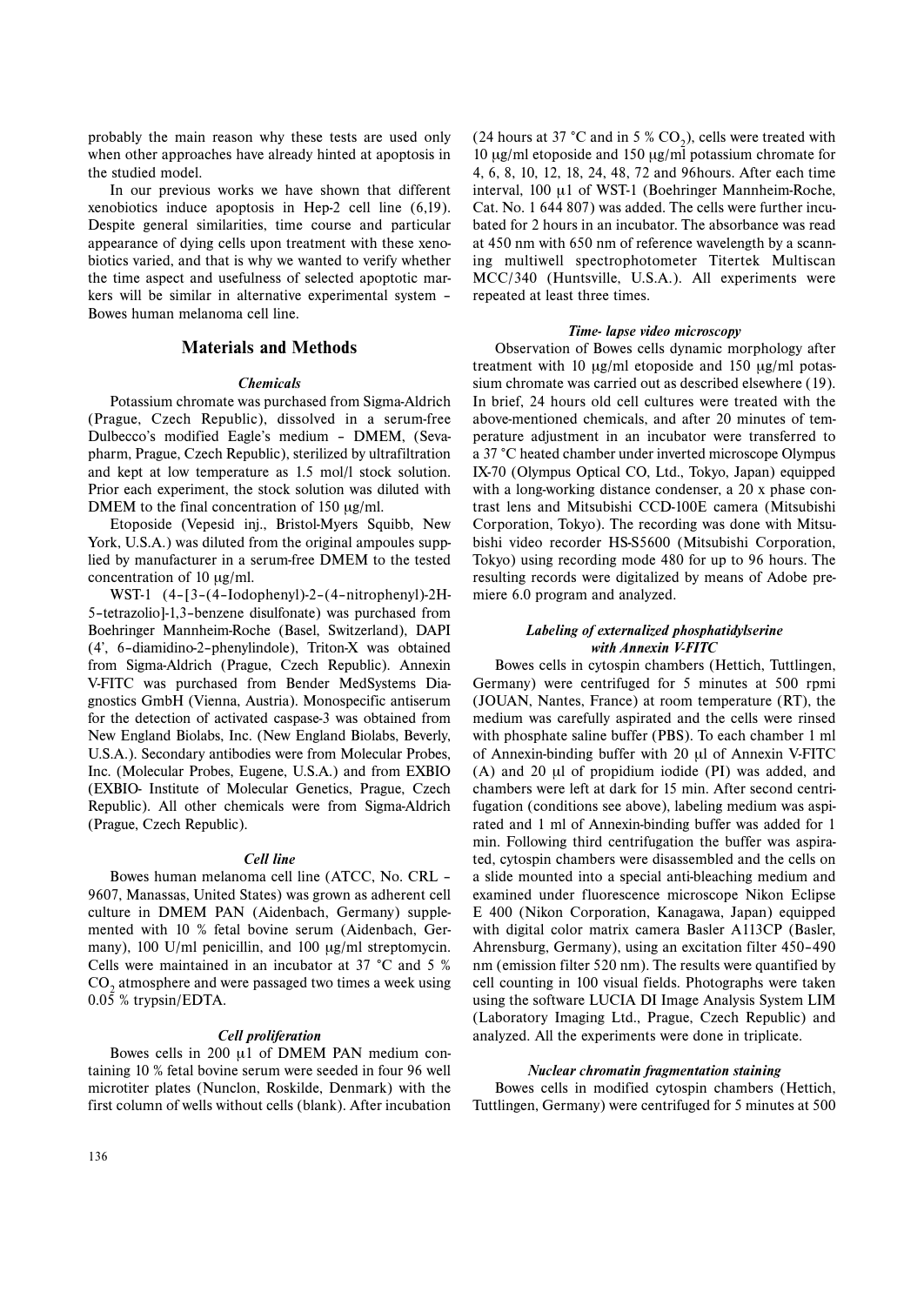probably the main reason why these tests are used only when other approaches have already hinted at apoptosis in the studied model.

In our previous works we have shown that different xenobiotics induce apoptosis in Hep-2 cell line (6,19). Despite general similarities, time course and particular appearance of dying cells upon treatment with these xenobiotics varied, and that is why we wanted to verify whether the time aspect and usefulness of selected apoptotic markers will be similar in alternative experimental system – Bowes human melanoma cell line.

## Materials and Methods

### *Chemicals*

Potassium chromate was purchased from Sigma-Aldrich (Prague, Czech Republic), dissolved in a serum-free Dulbecco's modified Eagle's medium – DMEM, (Sevapharm, Prague, Czech Republic), sterilized by ultrafiltration and kept at low temperature as 1.5 mol/l stock solution. Prior each experiment, the stock solution was diluted with DMEM to the final concentration of 150 μg/ml.

Etoposide (Vepesid inj., Bristol-Myers Squibb, New York, U.S.A.) was diluted from the original ampoules supplied by manufacturer in a serum-free DMEM to the tested concentration of 10 μg/ml.

WST-1 (4–[3–(4–Iodophenyl)-2–(4–nitrophenyl)-2H-5–tetrazolio]-1,3–benzene disulfonate) was purchased from Boehringer Mannheim-Roche (Basel, Switzerland), DAPI (4', 6–diamidino-2–phenylindole), Triton-X was obtained from Sigma-Aldrich (Prague, Czech Republic). Annexin V-FITC was purchased from Bender MedSystems Diagnostics GmbH (Vienna, Austria). Monospecific antiserum for the detection of activated caspase-3 was obtained from New England Biolabs, Inc. (New England Biolabs, Beverly, U.S.A.). Secondary antibodies were from Molecular Probes, Inc. (Molecular Probes, Eugene, U.S.A.) and from EXBIO (EXBIO- Institute of Molecular Genetics, Prague, Czech Republic). All other chemicals were from Sigma-Aldrich (Prague, Czech Republic).

### *Cell line*

Bowes human melanoma cell line (ATCC, No. CRL – 9607, Manassas, United States) was grown as adherent cell culture in DMEM PAN (Aidenbach, Germany) supplemented with 10 % fetal bovine serum (Aidenbach, Germany), 100 U/ml penicillin, and 100 μg/ml streptomycin. Cells were maintained in an incubator at 37 °C and 5 % $CO_2$ atmosphere and were passaged two times a week using 0.05 % trypsin/EDTA.

### *Cell proliferation*

Bowes cells in 200 μ1 of DMEM PAN medium containing 10 % fetal bovine serum were seeded in four 96 well microtiter plates (Nunclon, Roskilde, Denmark) with the first column of wells without cells (blank). After incubation (24 hours at 37 °C and in 5 % $CO_2$), cells were treated with 10 μg/ml etoposide and 150 μg/ml potassium chromate for 4, 6, 8, 10, 12, 18, 24, 48, 72 and 96hours. After each time interval, 100 μ1 of WST-1 (Boehringer Mannheim-Roche, Cat. No. 1 644 807) was added. The cells were further incubated for 2 hours in an incubator. The absorbance was read at 450 nm with 650 nm of reference wavelength by a scanning multiwell spectrophotometer Titertek Multiscan MCC/340 (Huntsville, U.S.A.). All experiments were repeated at least three times.

### *Time- lapse video microscopy*

Observation of Bowes cells dynamic morphology after treatment with 10 μg/ml etoposide and 150 μg/ml potassium chromate was carried out as described elsewhere (19). In brief, 24 hours old cell cultures were treated with the above-mentioned chemicals, and after 20 minutes of temperature adjustment in an incubator were transferred to a 37 °C heated chamber under inverted microscope Olympus IX-70 (Olympus Optical CO, Ltd., Tokyo, Japan) equipped with a long-working distance condenser, a 20 x phase contrast lens and Mitsubishi CCD-100E camera (Mitsubishi Corporation, Tokyo). The recording was done with Mitsubishi video recorder HS-S5600 (Mitsubishi Corporation, Tokyo) using recording mode 480 for up to 96 hours. The resulting records were digitalized by means of Adobe premiere 6.0 program and analyzed.

### *Labeling of externalized phosphatidylserine with Annexin V-FITC*

Bowes cells in cytospin chambers (Hettich, Tuttlingen, Germany) were centrifuged for 5 minutes at 500 rpmi (JOUAN, Nantes, France) at room temperature (RT), the medium was carefully aspirated and the cells were rinsed with phosphate saline buffer (PBS). To each chamber 1 ml of Annexin-binding buffer with 20 μl of Annexin V-FITC (A) and 20 μl of propidium iodide (PI) was added, and chambers were left at dark for 15 min. After second centrifugation (conditions see above), labeling medium was aspirated and 1 ml of Annexin-binding buffer was added for 1 min. Following third centrifugation the buffer was aspirated, cytospin chambers were disassembled and the cells on a slide mounted into a special anti-bleaching medium and examined under fluorescence microscope Nikon Eclipse E 400 (Nikon Corporation, Kanagawa, Japan) equipped with digital color matrix camera Basler A113CP (Basler, Ahrensburg, Germany), using an excitation filter 450–490 nm (emission filter 520 nm). The results were quantified by cell counting in 100 visual fields. Photographs were taken using the software LUCIA DI Image Analysis System LIM (Laboratory Imaging Ltd., Prague, Czech Republic) and analyzed. All the experiments were done in triplicate.

### *Nuclear chromatin fragmentation staining*

Bowes cells in modified cytospin chambers (Hettich, Tuttlingen, Germany) were centrifuged for 5 minutes at 500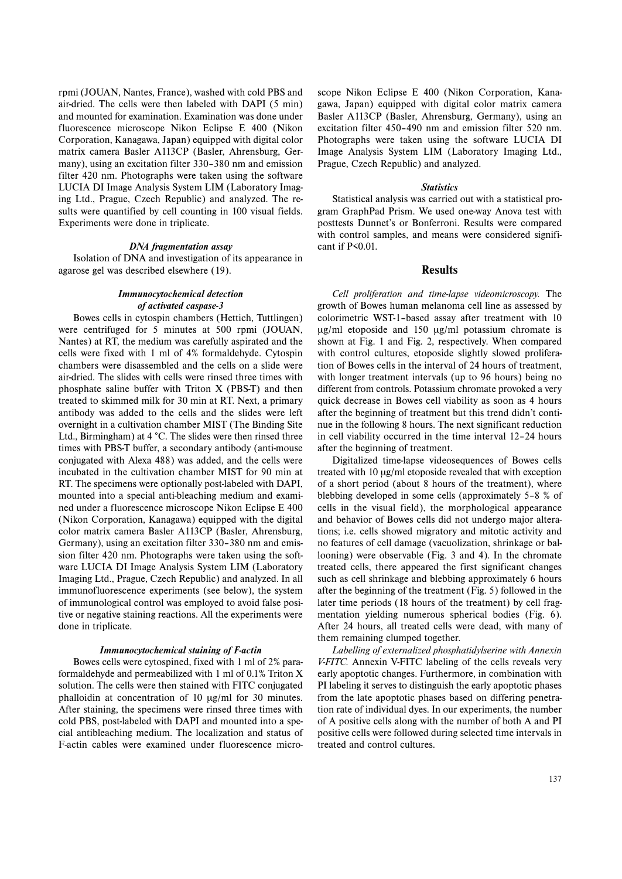rpmi (JOUAN, Nantes, France), washed with cold PBS and air-dried. The cells were then labeled with DAPI (5 min) and mounted for examination. Examination was done under fluorescence microscope Nikon Eclipse E 400 (Nikon Corporation, Kanagawa, Japan) equipped with digital color matrix camera Basler A113CP (Basler, Ahrensburg, Germany), using an excitation filter 330–380 nm and emission filter 420 nm. Photographs were taken using the software LUCIA DI Image Analysis System LIM (Laboratory Imaging Ltd., Prague, Czech Republic) and analyzed. The results were quantified by cell counting in 100 visual fields. Experiments were done in triplicate.

### *DNA fragmentation assay*

Isolation of DNA and investigation of its appearance in agarose gel was described elsewhere (19).

### *Immunocytochemical detection of activated caspase-3*

Bowes cells in cytospin chambers (Hettich, Tuttlingen) were centrifuged for 5 minutes at 500 rpmi (JOUAN, Nantes) at RT, the medium was carefully aspirated and the cells were fixed with 1 ml of 4% formaldehyde. Cytospin chambers were disassembled and the cells on a slide were air-dried. The slides with cells were rinsed three times with phosphate saline buffer with Triton X (PBS-T) and then treated to skimmed milk for 30 min at RT. Next, a primary antibody was added to the cells and the slides were left overnight in a cultivation chamber MIST (The Binding Site Ltd., Birmingham) at 4 °C. The slides were then rinsed three times with PBS-T buffer, a secondary antibody (anti-mouse conjugated with Alexa 488) was added, and the cells were incubated in the cultivation chamber MIST for 90 min at RT. The specimens were optionally post-labeled with DAPI, mounted into a special anti-bleaching medium and examined under a fluorescence microscope Nikon Eclipse E 400 (Nikon Corporation, Kanagawa) equipped with the digital color matrix camera Basler A113CP (Basler, Ahrensburg, Germany), using an excitation filter 330–380 nm and emission filter 420 nm. Photographs were taken using the software LUCIA DI Image Analysis System LIM (Laboratory Imaging Ltd., Prague, Czech Republic) and analyzed. In all immunofluorescence experiments (see below), the system of immunological control was employed to avoid false positive or negative staining reactions. All the experiments were done in triplicate.

### *Immunocytochemical staining of F-actin*

Bowes cells were cytospined, fixed with 1 ml of 2% paraformaldehyde and permeabilized with 1 ml of 0.1% Triton X solution. The cells were then stained with FITC conjugated phalloidin at concentration of 10 μg/ml for 30 minutes. After staining, the specimens were rinsed three times with cold PBS, post-labeled with DAPI and mounted into a special antibleaching medium. The localization and status of F-actin cables were examined under fluorescence microscope Nikon Eclipse E 400 (Nikon Corporation, Kanagawa, Japan) equipped with digital color matrix camera Basler A113CP (Basler, Ahrensburg, Germany), using an excitation filter 450–490 nm and emission filter 520 nm. Photographs were taken using the software LUCIA DI Image Analysis System LIM (Laboratory Imaging Ltd., Prague, Czech Republic) and analyzed.

### *Statistics*

Statistical analysis was carried out with a statistical program GraphPad Prism. We used one-way Anova test with posttests Dunnet's or Bonferroni. Results were compared with control samples, and means were considered significant if $P<0.01$.

## Results

*Cell proliferation and time-lapse videomicroscopy.* The growth of Bowes human melanoma cell line as assessed by colorimetric WST-1–based assay after treatment with 10 μg/ml etoposide and 150 μg/ml potassium chromate is shown at Fig. 1 and Fig. 2, respectively. When compared with control cultures, etoposide slightly slowed proliferation of Bowes cells in the interval of 24 hours of treatment, with longer treatment intervals (up to 96 hours) being no different from controls. Potassium chromate provoked a very quick decrease in Bowes cell viability as soon as 4 hours after the beginning of treatment but this trend didn't continue in the following 8 hours. The next significant reduction in cell viability occurred in the time interval 12–24 hours after the beginning of treatment.

Digitalized time-lapse videosequences of Bowes cells treated with 10 μg/ml etoposide revealed that with exception of a short period (about 8 hours of the treatment), where blebbing developed in some cells (approximately 5–8 % of cells in the visual field), the morphological appearance and behavior of Bowes cells did not undergo major alterations; i.e. cells showed migratory and mitotic activity and no features of cell damage (vacuolization, shrinkage or ballooning) were observable (Fig. 3 and 4). In the chromate treated cells, there appeared the first significant changes such as cell shrinkage and blebbing approximately 6 hours after the beginning of the treatment (Fig. 5) followed in the later time periods (18 hours of the treatment) by cell fragmentation yielding numerous spherical bodies (Fig. 6). After 24 hours, all treated cells were dead, with many of them remaining clumped together.

*Labelling of externalized phosphatidylserine with Annexin V-FITC.* Annexin V-FITC labeling of the cells reveals very early apoptotic changes. Furthermore, in combination with PI labeling it serves to distinguish the early apoptotic phases from the late apoptotic phases based on differing penetration rate of individual dyes. In our experiments, the number of A positive cells along with the number of both A and PI positive cells were followed during selected time intervals in treated and control cultures.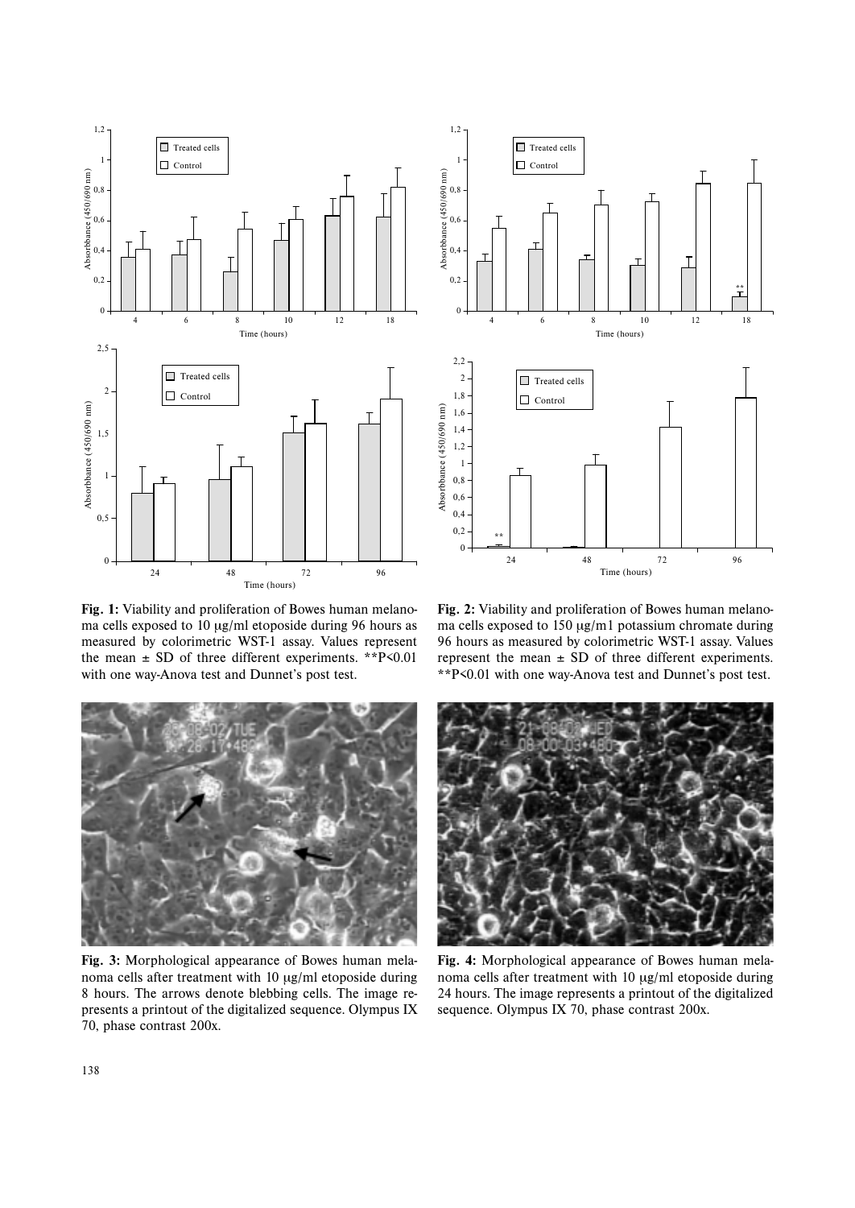**Fig. 1:** Viability and proliferation of Bowes human melanoma cells exposed to 10 μg/ml etoposide during 96 hours as measured by colorimetric WST-1 assay. Values represent the mean ± SD of three different experiments. **P<0.01 with one way-Anova test and Dunnet's post test.

**Fig. 2:** Viability and proliferation of Bowes human melanoma cells exposed to 150 μg/m1 potassium chromate during 96 hours as measured by colorimetric WST-1 assay. Values represent the mean ± SD of three different experiments. **P<0.01 with one way-Anova test and Dunnet's post test.

**Fig. 3:** Morphological appearance of Bowes human melanoma cells after treatment with 10 μg/ml etoposide during 8 hours. The arrows denote blebbing cells. The image represents a printout of the digitalized sequence. Olympus IX 70, phase contrast 200x.

**Fig. 4:** Morphological appearance of Bowes human melanoma cells after treatment with 10 μg/ml etoposide during 24 hours. The image represents a printout of the digitalized sequence. Olympus IX 70, phase contrast 200x.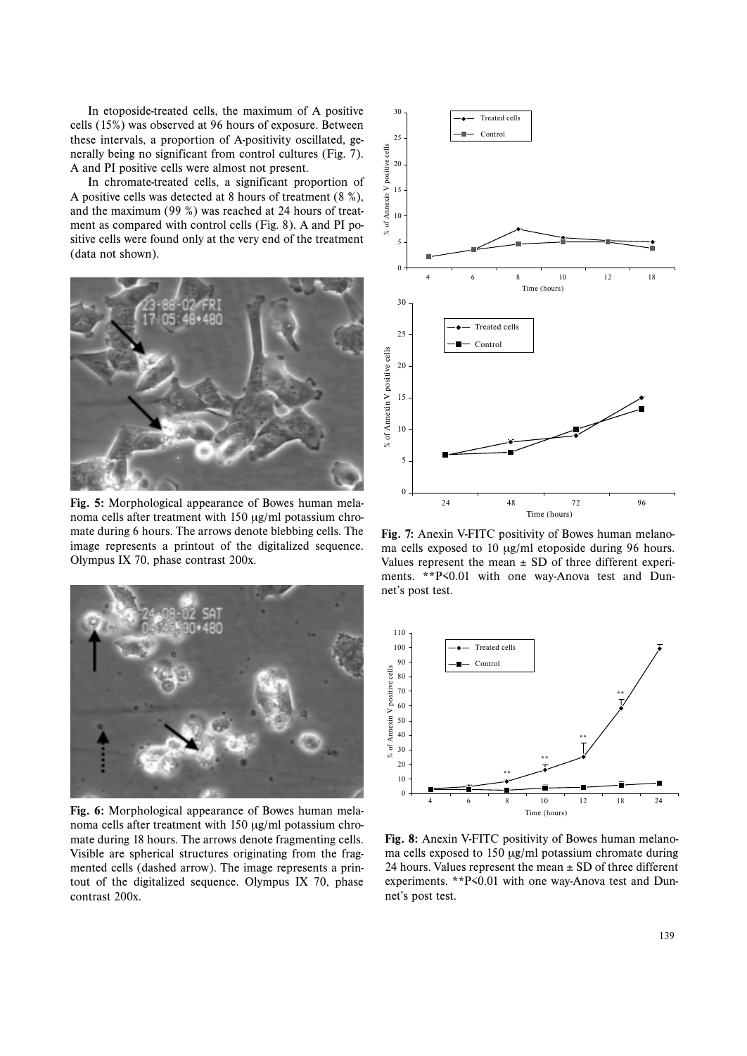In etoposide-treated cells, the maximum of A positive cells (15%) was observed at 96 hours of exposure. Between these intervals, a proportion of A-positivity oscillated, generally being no significant from control cultures (Fig. 7). A and PI positive cells were almost not present.

In chromate-treated cells, a significant proportion of A positive cells was detected at 8 hours of treatment (8 %), and the maximum (99 %) was reached at 24 hours of treatment as compared with control cells (Fig. 8). A and PI positive cells were found only at the very end of the treatment (data not shown).

**Fig. 5:** Morphological appearance of Bowes human melanoma cells after treatment with 150 μg/ml potassium chromate during 6 hours. The arrows denote blebbing cells. The image represents a printout of the digitalized sequence. Olympus IX 70, phase contrast 200x.

**Fig. 6:** Morphological appearance of Bowes human melanoma cells after treatment with 150 μg/ml potassium chromate during 18 hours. The arrows denote fragmenting cells. Visible are spherical structures originating from the fragmented cells (dashed arrow). The image represents a printout of the digitalized sequence. Olympus IX 70, phase contrast 200x.

**Fig. 7:** Anexin V-FITC positivity of Bowes human melanoma cells exposed to 10 μg/ml etoposide during 96 hours. Values represent the mean ± SD of three different experiments. **P<0.01 with one way-Anova test and Dunnet's post test.

**Fig. 8:** Anexin V-FITC positivity of Bowes human melanoma cells exposed to 150 μg/ml potassium chromate during 24 hours. Values represent the mean ± SD of three different experiments. **P<0.01 with one way-Anova test and Dunnet's post test.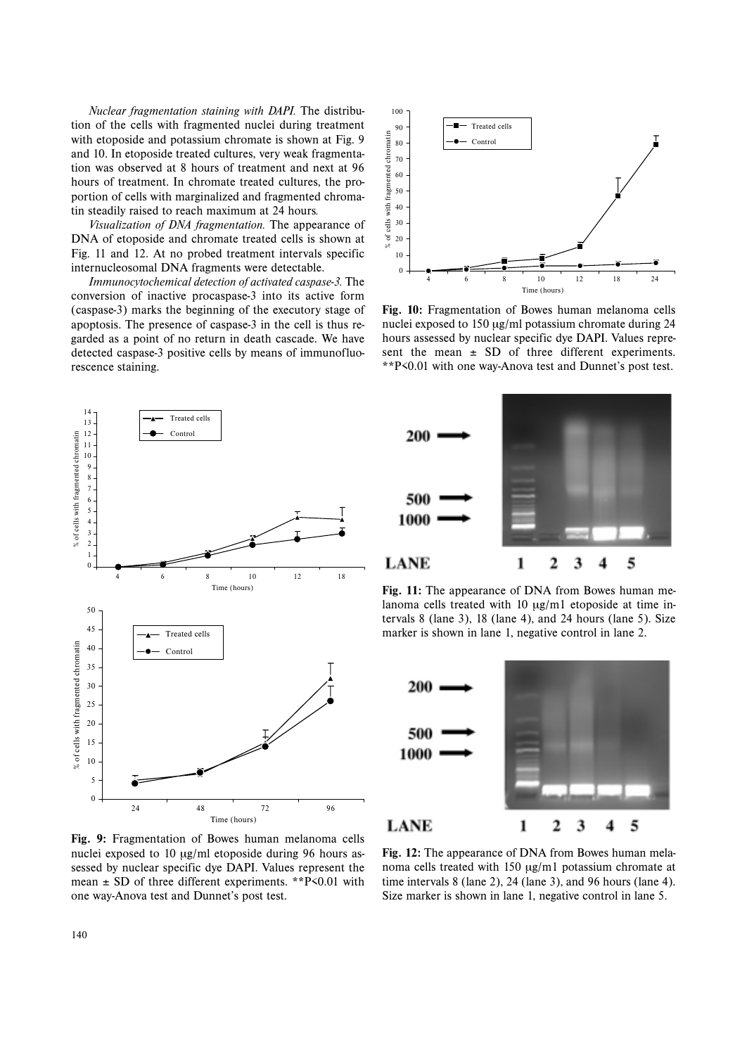*Nuclear fragmentation staining with DAPI.* The distribution of the cells with fragmented nuclei during treatment with etoposide and potassium chromate is shown at Fig. 9 and 10. In etoposide treated cultures, very weak fragmentation was observed at 8 hours of treatment and next at 96 hours of treatment. In chromate treated cultures, the proportion of cells with marginalized and fragmented chromatin steadily raised to reach maximum at 24 hours.

*Visualization of DNA fragmentation.* The appearance of DNA of etoposide and chromate treated cells is shown at Fig. 11 and 12. At no probed treatment intervals specific internucleosomal DNA fragments were detectable.

*Immunocytochemical detection of activated caspase-3.* The conversion of inactive procaspase-3 into its active form (caspase-3) marks the beginning of the executory stage of apoptosis. The presence of caspase-3 in the cell is thus regarded as a point of no return in death cascade. We have detected caspase-3 positive cells by means of immunofluorescence staining.

**Fig. 10:** Fragmentation of Bowes human melanoma cells nuclei exposed to 150 μg/ml potassium chromate during 24 hours assessed by nuclear specific dye DAPI. Values represent the mean ± SD of three different experiments. **P<0.01 with one way-Anova test and Dunnet's post test.

**Fig. 9:** Fragmentation of Bowes human melanoma cells nuclei exposed to 10 μg/ml etoposide during 96 hours assessed by nuclear specific dye DAPI. Values represent the mean ± SD of three different experiments. **P<0.01 with one way-Anova test and Dunnet's post test.

**Fig. 11:** The appearance of DNA from Bowes human melanoma cells treated with 10 μg/m1 etoposide at time intervals 8 (lane 3), 18 (lane 4), and 24 hours (lane 5). Size marker is shown in lane 1, negative control in lane 2.

**Fig. 12:** The appearance of DNA from Bowes human melanoma cells treated with 150 μg/m1 potassium chromate at time intervals 8 (lane 2), 24 (lane 3), and 96 hours (lane 4). Size marker is shown in lane 1, negative control in lane 5.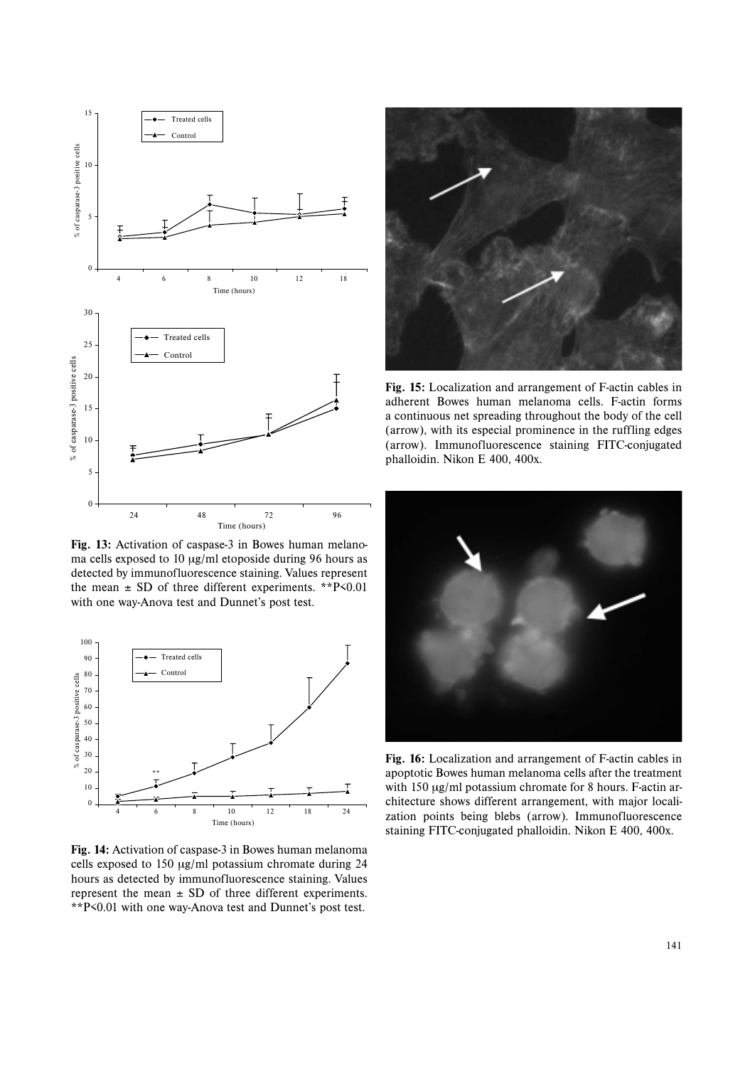**Fig. 13:** Activation of caspase-3 in Bowes human melanoma cells exposed to 10 μg/ml etoposide during 96 hours as detected by immunofluorescence staining. Values represent the mean ± SD of three different experiments. **P<0.01 with one way-Anova test and Dunnet's post test.

**Fig. 14:** Activation of caspase-3 in Bowes human melanoma cells exposed to 150 μg/ml potassium chromate during 24 hours as detected by immunofluorescence staining. Values represent the mean ± SD of three different experiments. **P<0.01 with one way-Anova test and Dunnet's post test.

**Fig. 15:** Localization and arrangement of F-actin cables in adherent Bowes human melanoma cells. F-actin forms a continuous net spreading throughout the body of the cell (arrow), with its especial prominence in the ruffling edges (arrow). Immunofluorescence staining FITC-conjugated phalloidin. Nikon E 400, 400x.

**Fig. 16:** Localization and arrangement of F-actin cables in apoptotic Bowes human melanoma cells after the treatment with 150 μg/ml potassium chromate for 8 hours. F-actin architecture shows different arrangement, with major localization points being blebs (arrow). Immunofluorescence staining FITC-conjugated phalloidin. Nikon E 400, 400x.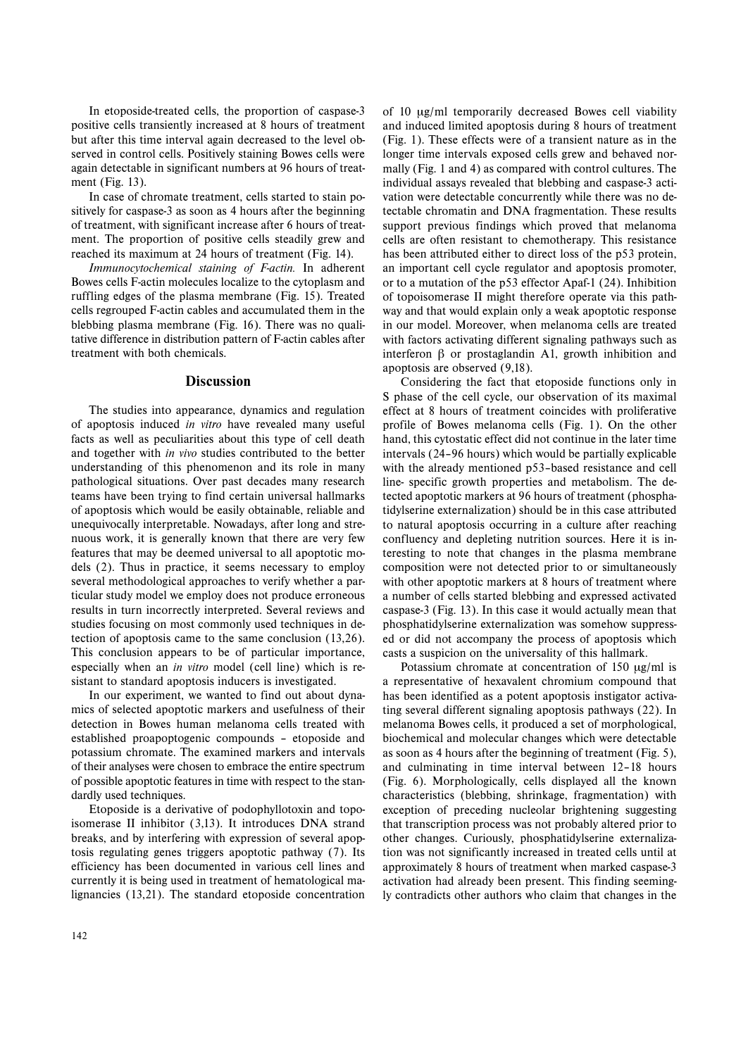In etoposide-treated cells, the proportion of caspase-3 positive cells transiently increased at 8 hours of treatment but after this time interval again decreased to the level observed in control cells. Positively staining Bowes cells were again detectable in significant numbers at 96 hours of treatment (Fig. 13).

In case of chromate treatment, cells started to stain positively for caspase-3 as soon as 4 hours after the beginning of treatment, with significant increase after 6 hours of treatment. The proportion of positive cells steadily grew and reached its maximum at 24 hours of treatment (Fig. 14).

*Immunocytochemical staining of F-actin.* In adherent Bowes cells F-actin molecules localize to the cytoplasm and ruffling edges of the plasma membrane (Fig. 15). Treated cells regrouped F-actin cables and accumulated them in the blebbing plasma membrane (Fig. 16). There was no qualitative difference in distribution pattern of F-actin cables after treatment with both chemicals.

## Discussion

The studies into appearance, dynamics and regulation of apoptosis induced *in vitro* have revealed many useful facts as well as peculiarities about this type of cell death and together with *in vivo* studies contributed to the better understanding of this phenomenon and its role in many pathological situations. Over past decades many research teams have been trying to find certain universal hallmarks of apoptosis which would be easily obtainable, reliable and unequivocally interpretable. Nowadays, after long and strenuous work, it is generally known that there are very few features that may be deemed universal to all apoptotic models (2). Thus in practice, it seems necessary to employ several methodological approaches to verify whether a particular study model we employ does not produce erroneous results in turn incorrectly interpreted. Several reviews and studies focusing on most commonly used techniques in detection of apoptosis came to the same conclusion (13,26). This conclusion appears to be of particular importance, especially when an *in vitro* model (cell line) which is resistant to standard apoptosis inducers is investigated.

In our experiment, we wanted to find out about dynamics of selected apoptotic markers and usefulness of their detection in Bowes human melanoma cells treated with established proapoptogenic compounds – etoposide and potassium chromate. The examined markers and intervals of their analyses were chosen to embrace the entire spectrum of possible apoptotic features in time with respect to the standardly used techniques.

Etoposide is a derivative of podophyllotoxin and topoisomerase II inhibitor (3,13). It introduces DNA strand breaks, and by interfering with expression of several apoptosis regulating genes triggers apoptotic pathway (7). Its efficiency has been documented in various cell lines and currently it is being used in treatment of hematological malignancies (13,21). The standard etoposide concentration of 10 μg/ml temporarily decreased Bowes cell viability and induced limited apoptosis during 8 hours of treatment (Fig. 1). These effects were of a transient nature as in the longer time intervals exposed cells grew and behaved normally (Fig. 1 and 4) as compared with control cultures. The individual assays revealed that blebbing and caspase-3 activation were detectable concurrently while there was no detectable chromatin and DNA fragmentation. These results support previous findings which proved that melanoma cells are often resistant to chemotherapy. This resistance has been attributed either to direct loss of the p53 protein, an important cell cycle regulator and apoptosis promoter, or to a mutation of the p53 effector Apaf-1 (24). Inhibition of topoisomerase II might therefore operate via this pathway and that would explain only a weak apoptotic response in our model. Moreover, when melanoma cells are treated with factors activating different signaling pathways such as interferon β or prostaglandin A1, growth inhibition and apoptosis are observed (9,18).

Considering the fact that etoposide functions only in S phase of the cell cycle, our observation of its maximal effect at 8 hours of treatment coincides with proliferative profile of Bowes melanoma cells (Fig. 1). On the other hand, this cytostatic effect did not continue in the later time intervals (24–96 hours) which would be partially explicable with the already mentioned p53–based resistance and cell line- specific growth properties and metabolism. The detected apoptotic markers at 96 hours of treatment (phosphatidylserine externalization) should be in this case attributed to natural apoptosis occurring in a culture after reaching confluency and depleting nutrition sources. Here it is interesting to note that changes in the plasma membrane composition were not detected prior to or simultaneously with other apoptotic markers at 8 hours of treatment where a number of cells started blebbing and expressed activated caspase-3 (Fig. 13). In this case it would actually mean that phosphatidylserine externalization was somehow suppressed or did not accompany the process of apoptosis which casts a suspicion on the universality of this hallmark.

Potassium chromate at concentration of 150 μg/ml is a representative of hexavalent chromium compound that has been identified as a potent apoptosis instigator activating several different signaling apoptosis pathways (22). In melanoma Bowes cells, it produced a set of morphological, biochemical and molecular changes which were detectable as soon as 4 hours after the beginning of treatment (Fig. 5), and culminating in time interval between 12–18 hours (Fig. 6). Morphologically, cells displayed all the known characteristics (blebbing, shrinkage, fragmentation) with exception of preceding nucleolar brightening suggesting that transcription process was not probably altered prior to other changes. Curiously, phosphatidylserine externalization was not significantly increased in treated cells until at approximately 8 hours of treatment when marked caspase-3 activation had already been present. This finding seemingly contradicts other authors who claim that changes in the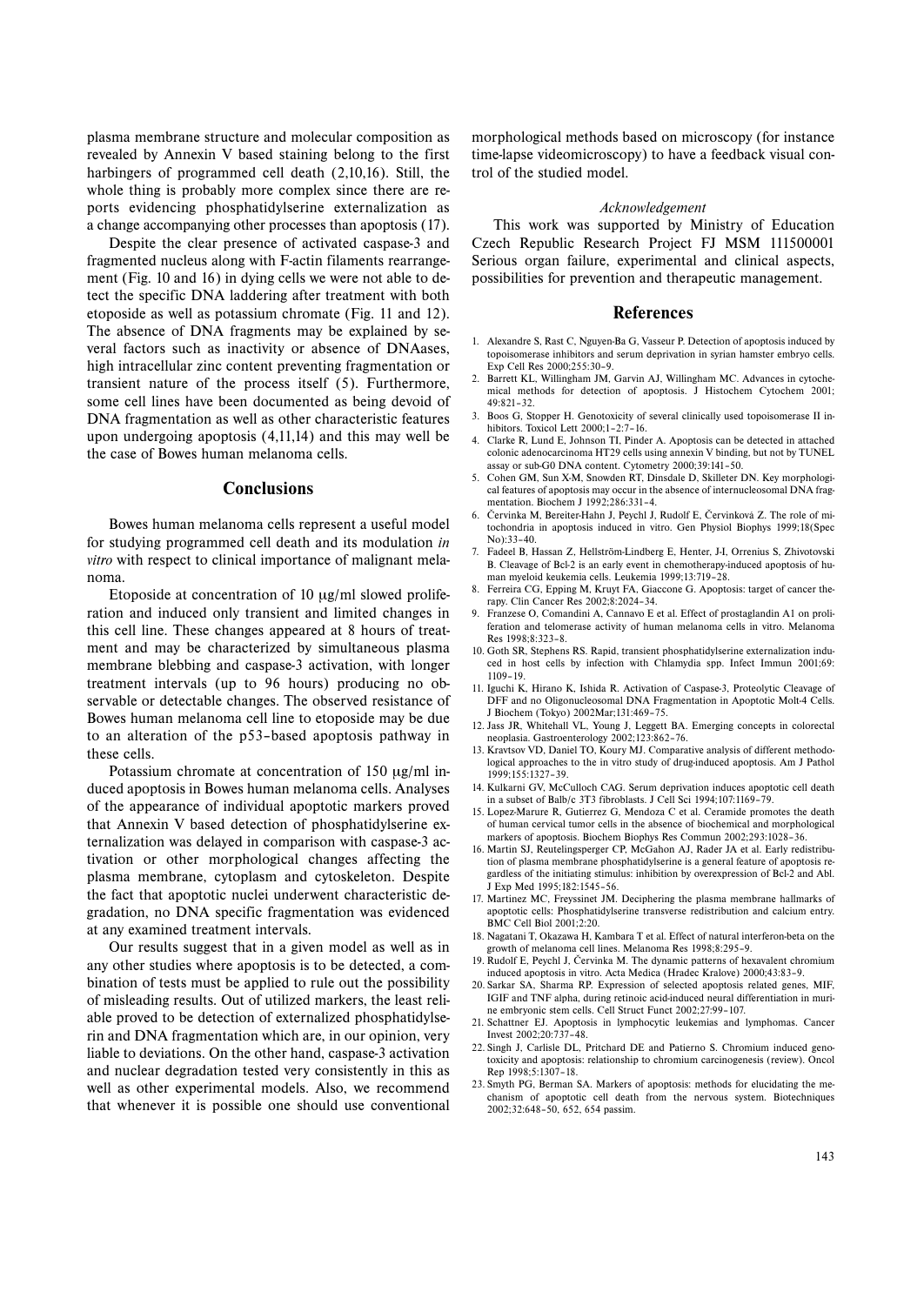plasma membrane structure and molecular composition as revealed by Annexin V based staining belong to the first harbingers of programmed cell death (2,10,16). Still, the whole thing is probably more complex since there are reports evidencing phosphatidylserine externalization as a change accompanying other processes than apoptosis (17).

Despite the clear presence of activated caspase-3 and fragmented nucleus along with F-actin filaments rearrangement (Fig. 10 and 16) in dying cells we were not able to detect the specific DNA laddering after treatment with both etoposide as well as potassium chromate (Fig. 11 and 12). The absence of DNA fragments may be explained by several factors such as inactivity or absence of DNAases, high intracellular zinc content preventing fragmentation or transient nature of the process itself (5). Furthermore, some cell lines have been documented as being devoid of DNA fragmentation as well as other characteristic features upon undergoing apoptosis (4,11,14) and this may well be the case of Bowes human melanoma cells.

## Conclusions

Bowes human melanoma cells represent a useful model for studying programmed cell death and its modulation *in vitro* with respect to clinical importance of malignant melanoma.

Etoposide at concentration of 10 μg/ml slowed proliferation and induced only transient and limited changes in this cell line. These changes appeared at 8 hours of treatment and may be characterized by simultaneous plasma membrane blebbing and caspase-3 activation, with longer treatment intervals (up to 96 hours) producing no observable or detectable changes. The observed resistance of Bowes human melanoma cell line to etoposide may be due to an alteration of the p53–based apoptosis pathway in these cells.

Potassium chromate at concentration of 150 μg/ml induced apoptosis in Bowes human melanoma cells. Analyses of the appearance of individual apoptotic markers proved that Annexin V based detection of phosphatidylserine externalization was delayed in comparison with caspase-3 activation or other morphological changes affecting the plasma membrane, cytoplasm and cytoskeleton. Despite the fact that apoptotic nuclei underwent characteristic degradation, no DNA specific fragmentation was evidenced at any examined treatment intervals.

Our results suggest that in a given model as well as in any other studies where apoptosis is to be detected, a combination of tests must be applied to rule out the possibility of misleading results. Out of utilized markers, the least reliable proved to be detection of externalized phosphatidylserin and DNA fragmentation which are, in our opinion, very liable to deviations. On the other hand, caspase-3 activation and nuclear degradation tested very consistently in this as well as other experimental models. Also, we recommend that whenever it is possible one should use conventional morphological methods based on microscopy (for instance time-lapse videomicroscopy) to have a feedback visual control of the studied model.

### *Acknowledgement*

This work was supported by Ministry of Education Czech Republic Research Project FJ MSM 111500001 Serious organ failure, experimental and clinical aspects, possibilities for prevention and therapeutic management.

## References

1. Alexandre S, Rast C, Nguyen-Ba G, Vasseur P. Detection of apoptosis induced by topoisomerase inhibitors and serum deprivation in syrian hamster embryo cells. Exp Cell Res 2000;255:30–9.
2. Barrett KL, Willingham JM, Garvin AJ, Willingham MC. Advances in cytochemical methods for detection of apoptosis. J Histochem Cytochem 2001; 49:821–32.
3. Boos G, Stopper H. Genotoxicity of several clinically used topoisomerase II inhibitors. Toxicol Lett 2000;1–2:7–16.
4. Clarke R, Lund E, Johnson TI, Pinder A. Apoptosis can be detected in attached colonic adenocarcinoma HT29 cells using annexin V binding, but not by TUNEL assay or sub-G0 DNA content. Cytometry 2000;39:141–50.
5. Cohen GM, Sun X-M, Snowden RT, Dinsdale D, Skilleter DN. Key morphological features of apoptosis may occur in the absence of internucleosomal DNA fragmentation. Biochem J 1992;286:331–4.
6. Červinka M, Bereiter-Hahn J, Peychl J, Rudolf E, Červinková Z. The role of mitochondria in apoptosis induced in vitro. Gen Physiol Biophys 1999;18(Spec No):33–40.
7. Fadeel B, Hassan Z, Hellström-Lindberg E, Henter, J-I, Orrenius S, Zhivotovski B. Cleavage of Bcl-2 is an early event in chemotherapy-induced apoptosis of human myeloid keukemia cells. Leukemia 1999;13:719–28.
8. Ferreira CG, Epping M, Kruyt FA, Giaccone G. Apoptosis: target of cancer therapy. Clin Cancer Res 2002;8:2024–34.
9. Franzese O, Comandini A, Cannavo E et al. Effect of prostaglandin A1 on proliferation and telomerase activity of human melanoma cells in vitro. Melanoma Res 1998;8:323–8.
10. Goth SR, Stephens RS. Rapid, transient phosphatidylserine externalization induced in host cells by infection with Chlamydia spp. Infect Immun 2001;69: 1109–19.
11. Iguchi K, Hirano K, Ishida R. Activation of Caspase-3, Proteolytic Cleavage of DFF and no Oligonucleosomal DNA Fragmentation in Apoptotic Molt-4 Cells. J Biochem (Tokyo) 2002Mar;131:469–75.
12. Jass JR, Whitehall VL, Young J, Leggett BA. Emerging concepts in colorectal neoplasia. Gastroenterology 2002;123:862–76.
13. Kravtsov VD, Daniel TO, Koury MJ. Comparative analysis of different methodological approaches to the in vitro study of drug-induced apoptosis. Am J Pathol 1999;155:1327–39.
14. Kulkarni GV, McCulloch CAG. Serum deprivation induces apoptotic cell death in a subset of Balb/c 3T3 fibroblasts. J Cell Sci 1994;107:1169–79.
15. Lopez-Marure R, Gutierrez G, Mendoza C et al. Ceramide promotes the death of human cervical tumor cells in the absence of biochemical and morphological markers of apoptosis. Biochem Biophys Res Commun 2002;293:1028–36.
16. Martin SJ, Reutelingsperger CP, McGahon AJ, Rader JA et al. Early redistribution of plasma membrane phosphatidylserine is a general feature of apoptosis regardless of the initiating stimulus: inhibition by overexpression of Bcl-2 and Abl. J Exp Med 1995;182:1545–56.
17. Martinez MC, Freyssinet JM. Deciphering the plasma membrane hallmarks of apoptotic cells: Phosphatidylserine transverse redistribution and calcium entry. BMC Cell Biol 2001;2:20.
18. Nagatani T, Okazawa H, Kambara T et al. Effect of natural interferon-beta on the growth of melanoma cell lines. Melanoma Res 1998;8:295–9.
19. Rudolf E, Peychl J, Červinka M. The dynamic patterns of hexavalent chromium induced apoptosis in vitro. Acta Medica (Hradec Kralove) 2000;43:83–9.
20. Sarkar SA, Sharma RP. Expression of selected apoptosis related genes, MIF, IGIF and TNF alpha, during retinoic acid-induced neural differentiation in murine embryonic stem cells. Cell Struct Funct 2002;27:99–107.
21. Schattner EJ. Apoptosis in lymphocytic leukemias and lymphomas. Cancer Invest 2002;20:737–48.
22. Singh J, Carlisle DL, Pritchard DE and Patierno S. Chromium induced genotoxicity and apoptosis: relationship to chromium carcinogenesis (review). Oncol Rep 1998;5:1307–18.
23. Smyth PG, Berman SA. Markers of apoptosis: methods for elucidating the mechanism of apoptotic cell death from the nervous system. Biotechniques 2002;32:648–50, 652, 654 passim.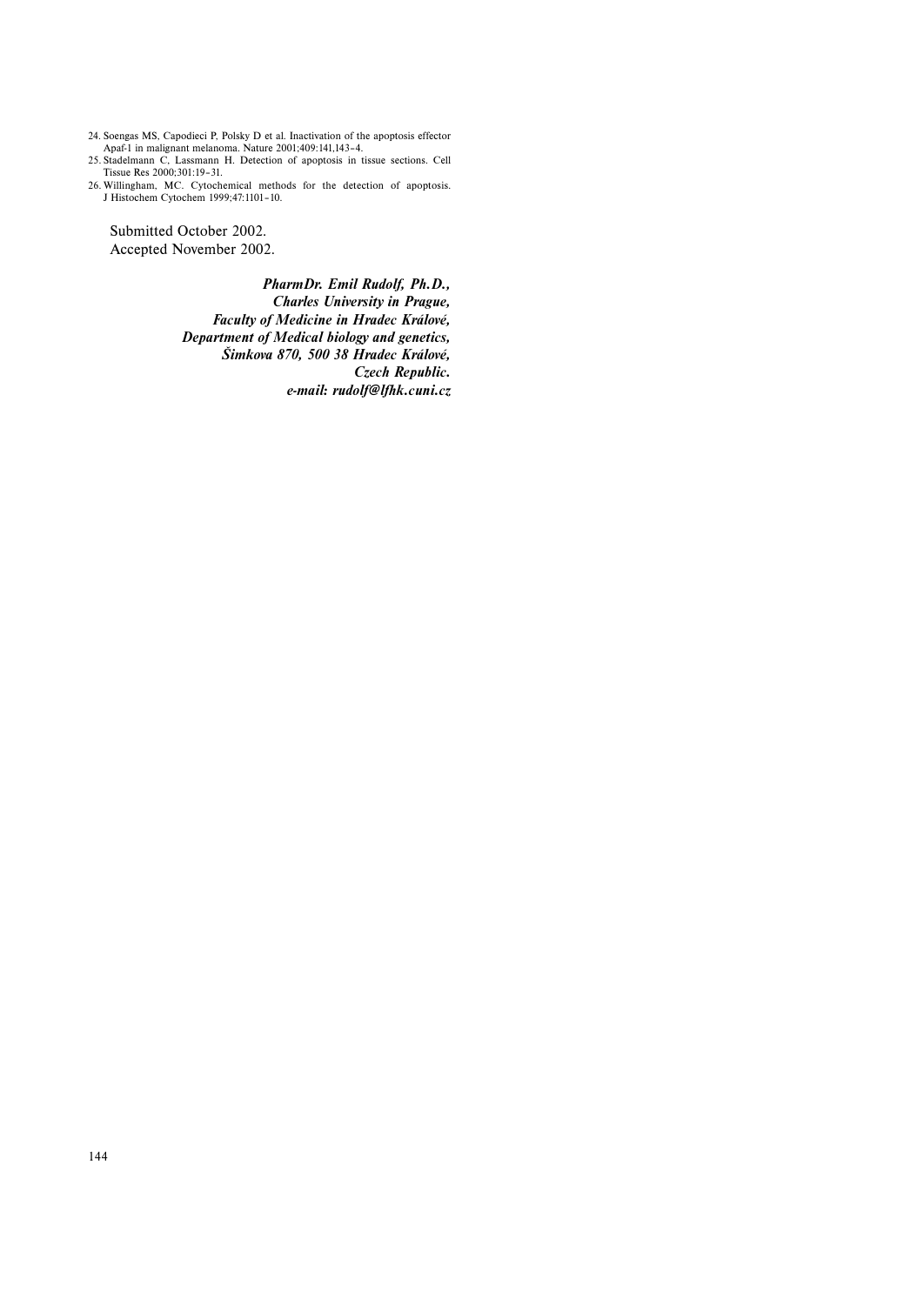24. Soengas MS, Capodieci P, Polsky D et al. Inactivation of the apoptosis effector Apaf-1 in malignant melanoma. Nature 2001;409:141,143–4.
25. Stadelmann C, Lassmann H. Detection of apoptosis in tissue sections. Cell Tissue Res 2000;301:19–31.
26. Willingham, MC. Cytochemical methods for the detection of apoptosis. J Histochem Cytochem 1999;47:1101–10.

Submitted October 2002.
Accepted November 2002.

***PharmDr. Emil Rudolf, Ph.D.,***
***Charles University in Prague,***
***Faculty of Medicine in Hradec Králové,***
***Department of Medical biology and genetics,***
***Šimkova 870, 500 38 Hradec Králové,***
***Czech Republic.***
***e-mail: rudolf@lfhk.cuni.cz***